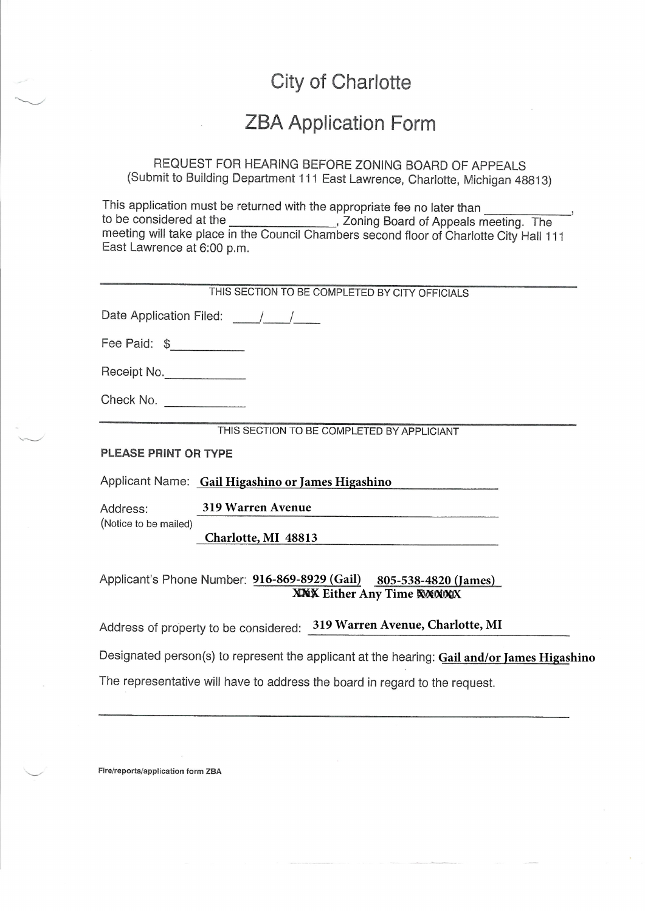# City of Charlotte

# ZBA Application Form

REQUEST FOR HEARING BEFORE ZONING BOARD OF APPEALS
(Submit to Building Department 111 East Lawrence, Charlotte, Michigan 48813)

This application must be returned with the appropriate fee no later than ____________, to be considered at the ______________, Zoning Board of Appeals meeting. The meeting will take place in the Council Chambers second floor of Charlotte City Hall 111 East Lawrence at 6:00 p.m.

---

THIS SECTION TO BE COMPLETED BY CITY OFFICIALS

Date Application Filed: ____/____/____

Fee Paid: $__________

Receipt No.__________

Check No. __________

---

THIS SECTION TO BE COMPLETED BY APPLICANT

**PLEASE PRINT OR TYPE**

Applicant Name: **Gail Higashino or James Higashino**

Address: **319 Warren Avenue**
(Notice to be mailed)
**Charlotte, MI 48813**

Applicant's Phone Number: **916-869-8929 (Gail)** **805-538-4820 (James)**
**XXX Either Any Time XXXXX**

Address of property to be considered: **319 Warren Avenue, Charlotte, MI**

Designated person(s) to represent the applicant at the hearing: **Gail and/or James Higashino**

The representative will have to address the board in regard to the request.

---

Fire/reports/application form ZBA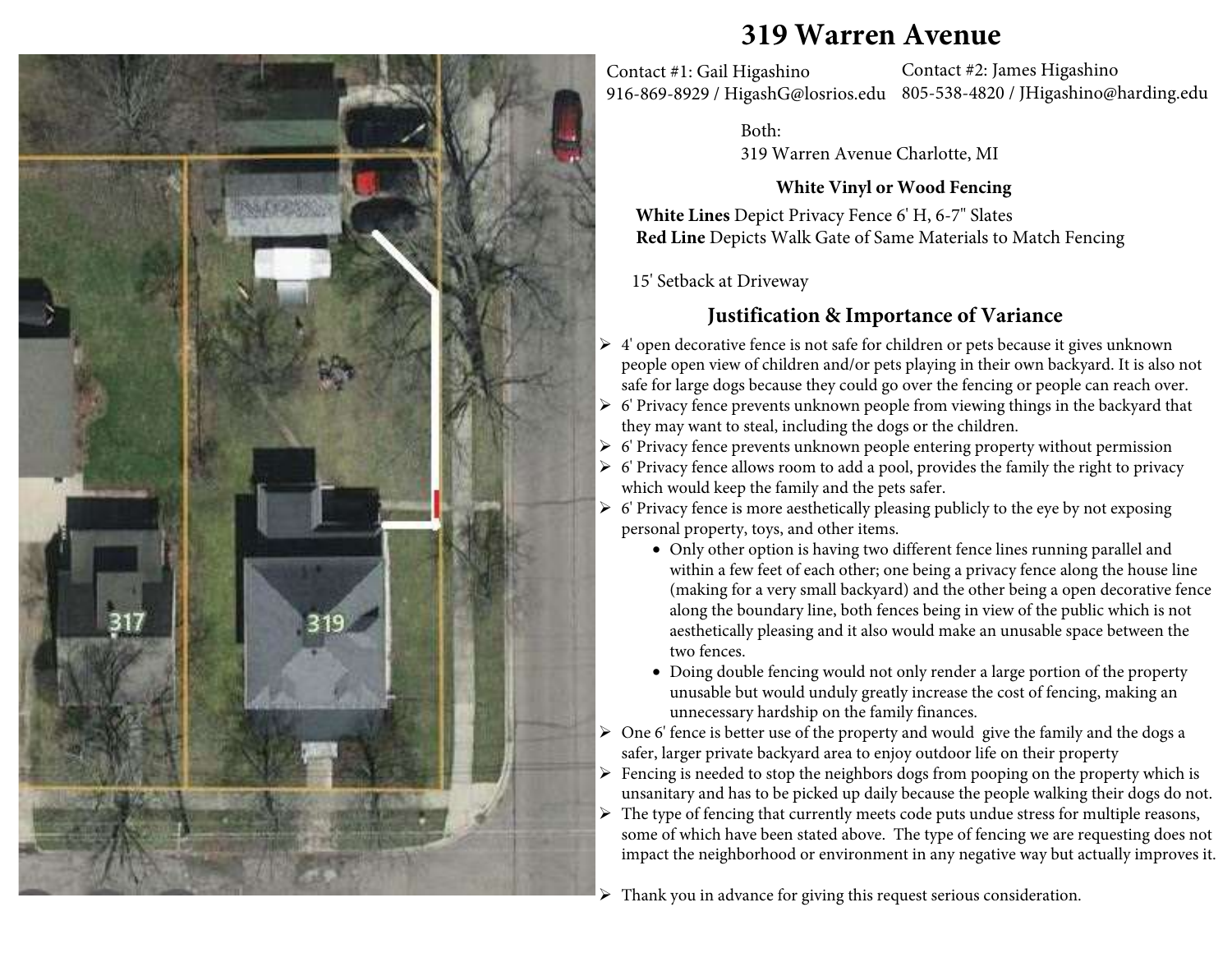# 319 Warren Avenue

Contact #1: Gail Higashino
916-869-8929 / HigashG@losrios.edu

Contact #2: James Higashino
805-538-4820 / JHigashino@harding.edu

Both:
319 Warren Avenue Charlotte, MI

**White Vinyl or Wood Fencing**

**White Lines** Depict Privacy Fence 6' H, 6-7" Slates
**Red Line** Depicts Walk Gate of Same Materials to Match Fencing

15' Setback at Driveway

## Justification & Importance of Variance

- 4' open decorative fence is not safe for children or pets because it gives unknown people open view of children and/or pets playing in their own backyard. It is also not safe for large dogs because they could go over the fencing or people can reach over.
- 6' Privacy fence prevents unknown people from viewing things in the backyard that they may want to steal, including the dogs or the children.
- 6' Privacy fence prevents unknown people entering property without permission
- 6' Privacy fence allows room to add a pool, provides the family the right to privacy which would keep the family and the pets safer.
- 6' Privacy fence is more aesthetically pleasing publicly to the eye by not exposing personal property, toys, and other items.
  - Only other option is having two different fence lines running parallel and within a few feet of each other; one being a privacy fence along the house line (making for a very small backyard) and the other being a open decorative fence along the boundary line, both fences being in view of the public which is not aesthetically pleasing and it also would make an unusable space between the two fences.
  - Doing double fencing would not only render a large portion of the property unusable but would unduly greatly increase the cost of fencing, making an unnecessary hardship on the family finances.
- One 6' fence is better use of the property and would give the family and the dogs a safer, larger private backyard area to enjoy outdoor life on their property
- Fencing is needed to stop the neighbors dogs from pooping on the property which is unsanitary and has to be picked up daily because the people walking their dogs do not.
- The type of fencing that currently meets code puts undue stress for multiple reasons, some of which have been stated above. The type of fencing we are requesting does not impact the neighborhood or environment in any negative way but actually improves it.
- Thank you in advance for giving this request serious consideration.